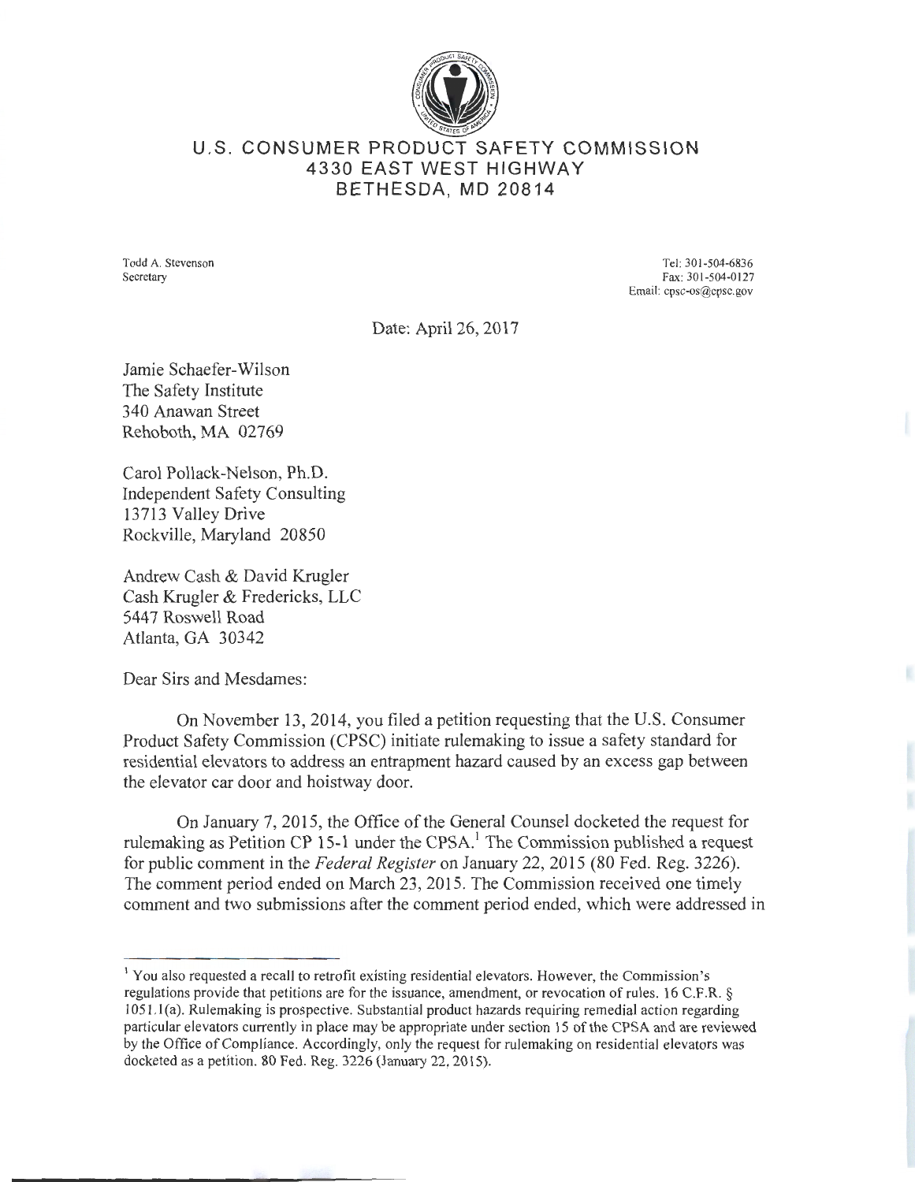# U.S. CONSUMER PRODUCT SAFETY COMMISSION
## 4330 EAST WEST HIGHWAY
## BETHESDA, MD 20814

Todd A. Stevenson
Secretary

Tel: 301-504-6836
Fax: 301-504-0127
Email: cpsc-os@cpsc.gov

Date: April 26, 2017

Jamie Schaefer-Wilson
The Safety Institute
340 Anawan Street
Rehoboth, MA 02769

Carol Pollack-Nelson, Ph.D.
Independent Safety Consulting
13713 Valley Drive
Rockville, Maryland 20850

Andrew Cash & David Krugler
Cash Krugler & Fredericks, LLC
5447 Roswell Road
Atlanta, GA 30342

Dear Sirs and Mesdames:

On November 13, 2014, you filed a petition requesting that the U.S. Consumer Product Safety Commission (CPSC) initiate rulemaking to issue a safety standard for residential elevators to address an entrapment hazard caused by an excess gap between the elevator car door and hoistway door.

On January 7, 2015, the Office of the General Counsel docketed the request for rulemaking as Petition CP 15-1 under the CPSA.[1] The Commission published a request for public comment in the *Federal Register* on January 22, 2015 (80 Fed. Reg. 3226). The comment period ended on March 23, 2015. The Commission received one timely comment and two submissions after the comment period ended, which were addressed in

---

[1] You also requested a recall to retrofit existing residential elevators. However, the Commission's regulations provide that petitions are for the issuance, amendment, or revocation of rules. 16 C.F.R. § 1051.1(a). Rulemaking is prospective. Substantial product hazards requiring remedial action regarding particular elevators currently in place may be appropriate under section 15 of the CPSA and are reviewed by the Office of Compliance. Accordingly, only the request for rulemaking on residential elevators was docketed as a petition. 80 Fed. Reg. 3226 (January 22, 2015).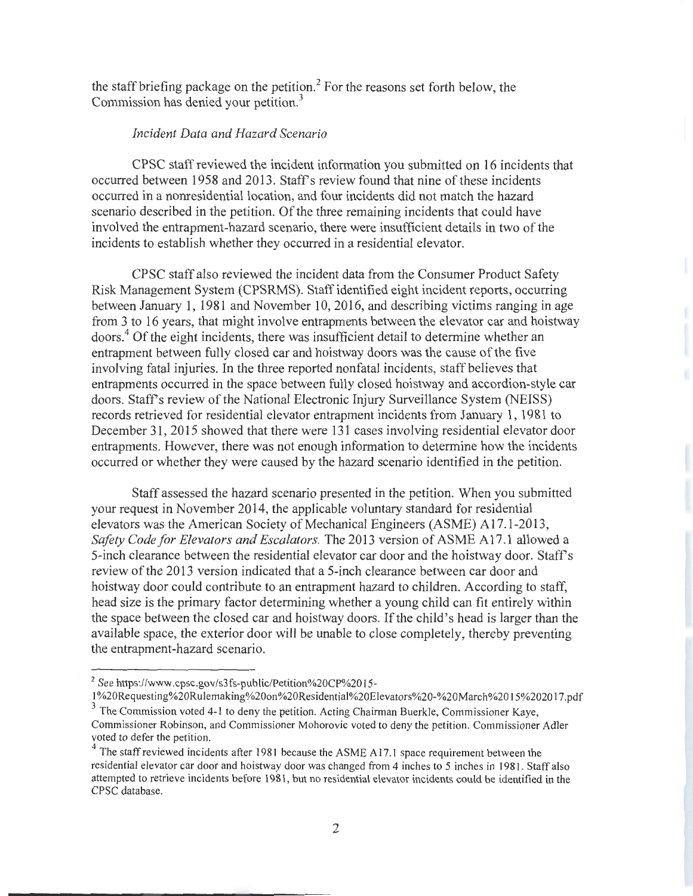the staff briefing package on the petition.[2] For the reasons set forth below, the Commission has denied your petition.[3]

*Incident Data and Hazard Scenario*

CPSC staff reviewed the incident information you submitted on 16 incidents that occurred between 1958 and 2013. Staff's review found that nine of these incidents occurred in a nonresidential location, and four incidents did not match the hazard scenario described in the petition. Of the three remaining incidents that could have involved the entrapment-hazard scenario, there were insufficient details in two of the incidents to establish whether they occurred in a residential elevator.

CPSC staff also reviewed the incident data from the Consumer Product Safety Risk Management System (CPSRMS). Staff identified eight incident reports, occurring between January 1, 1981 and November 10, 2016, and describing victims ranging in age from 3 to 16 years, that might involve entrapments between the elevator car and hoistway doors.[4] Of the eight incidents, there was insufficient detail to determine whether an entrapment between fully closed car and hoistway doors was the cause of the five involving fatal injuries. In the three reported nonfatal incidents, staff believes that entrapments occurred in the space between fully closed hoistway and accordion-style car doors. Staff's review of the National Electronic Injury Surveillance System (NEISS) records retrieved for residential elevator entrapment incidents from January 1, 1981 to December 31, 2015 showed that there were 131 cases involving residential elevator door entrapments. However, there was not enough information to determine how the incidents occurred or whether they were caused by the hazard scenario identified in the petition.

Staff assessed the hazard scenario presented in the petition. When you submitted your request in November 2014, the applicable voluntary standard for residential elevators was the American Society of Mechanical Engineers (ASME) A17.1-2013, *Safety Code for Elevators and Escalators.* The 2013 version of ASME A17.1 allowed a 5-inch clearance between the residential elevator car door and the hoistway door. Staff's review of the 2013 version indicated that a 5-inch clearance between car door and hoistway door could contribute to an entrapment hazard to children. According to staff, head size is the primary factor determining whether a young child can fit entirely within the space between the closed car and hoistway doors. If the child's head is larger than the available space, the exterior door will be unable to close completely, thereby preventing the entrapment-hazard scenario.

---

[2] See https://www.cpsc.gov/s3fs-public/Petition%20CP%2015-1%20Requesting%20Rulemaking%20on%20Residential%20Elevators%20-%20March%2015%202017.pdf

[3] The Commission voted 4-1 to deny the petition. Acting Chairman Buerkle, Commissioner Kaye, Commissioner Robinson, and Commissioner Mohorovic voted to deny the petition. Commissioner Adler voted to defer the petition.

[4] The staff reviewed incidents after 1981 because the ASME A17.1 space requirement between the residential elevator car door and hoistway door was changed from 4 inches to 5 inches in 1981. Staff also attempted to retrieve incidents before 1981, but no residential elevator incidents could be identified in the CPSC database.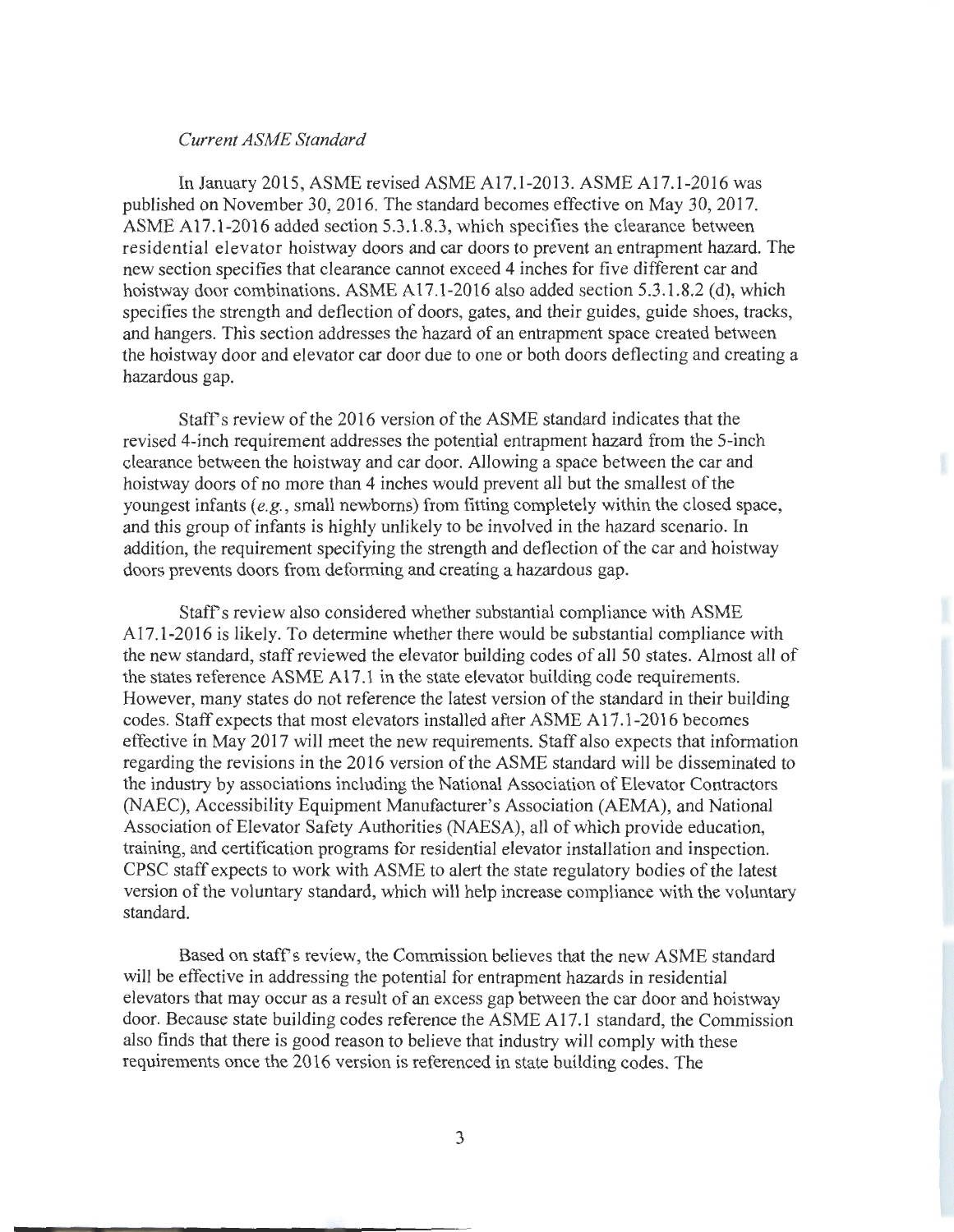*Current ASME Standard*

In January 2015, ASME revised ASME A17.1-2013. ASME A17.1-2016 was published on November 30, 2016. The standard becomes effective on May 30, 2017. ASME A17.1-2016 added section 5.3.1.8.3, which specifies the clearance between residential elevator hoistway doors and car doors to prevent an entrapment hazard. The new section specifies that clearance cannot exceed 4 inches for five different car and hoistway door combinations. ASME A17.1-2016 also added section 5.3.1.8.2 (d), which specifies the strength and deflection of doors, gates, and their guides, guide shoes, tracks, and hangers. This section addresses the hazard of an entrapment space created between the hoistway door and elevator car door due to one or both doors deflecting and creating a hazardous gap.

Staff's review of the 2016 version of the ASME standard indicates that the revised 4-inch requirement addresses the potential entrapment hazard from the 5-inch clearance between the hoistway and car door. Allowing a space between the car and hoistway doors of no more than 4 inches would prevent all but the smallest of the youngest infants (*e.g.*, small newborns) from fitting completely within the closed space, and this group of infants is highly unlikely to be involved in the hazard scenario. In addition, the requirement specifying the strength and deflection of the car and hoistway doors prevents doors from deforming and creating a hazardous gap.

Staff's review also considered whether substantial compliance with ASME A17.1-2016 is likely. To determine whether there would be substantial compliance with the new standard, staff reviewed the elevator building codes of all 50 states. Almost all of the states reference ASME A17.1 in the state elevator building code requirements. However, many states do not reference the latest version of the standard in their building codes. Staff expects that most elevators installed after ASME A17.1-2016 becomes effective in May 2017 will meet the new requirements. Staff also expects that information regarding the revisions in the 2016 version of the ASME standard will be disseminated to the industry by associations including the National Association of Elevator Contractors (NAEC), Accessibility Equipment Manufacturer's Association (AEMA), and National Association of Elevator Safety Authorities (NAESA), all of which provide education, training, and certification programs for residential elevator installation and inspection. CPSC staff expects to work with ASME to alert the state regulatory bodies of the latest version of the voluntary standard, which will help increase compliance with the voluntary standard.

Based on staff's review, the Commission believes that the new ASME standard will be effective in addressing the potential for entrapment hazards in residential elevators that may occur as a result of an excess gap between the car door and hoistway door. Because state building codes reference the ASME A17.1 standard, the Commission also finds that there is good reason to believe that industry will comply with these requirements once the 2016 version is referenced in state building codes. The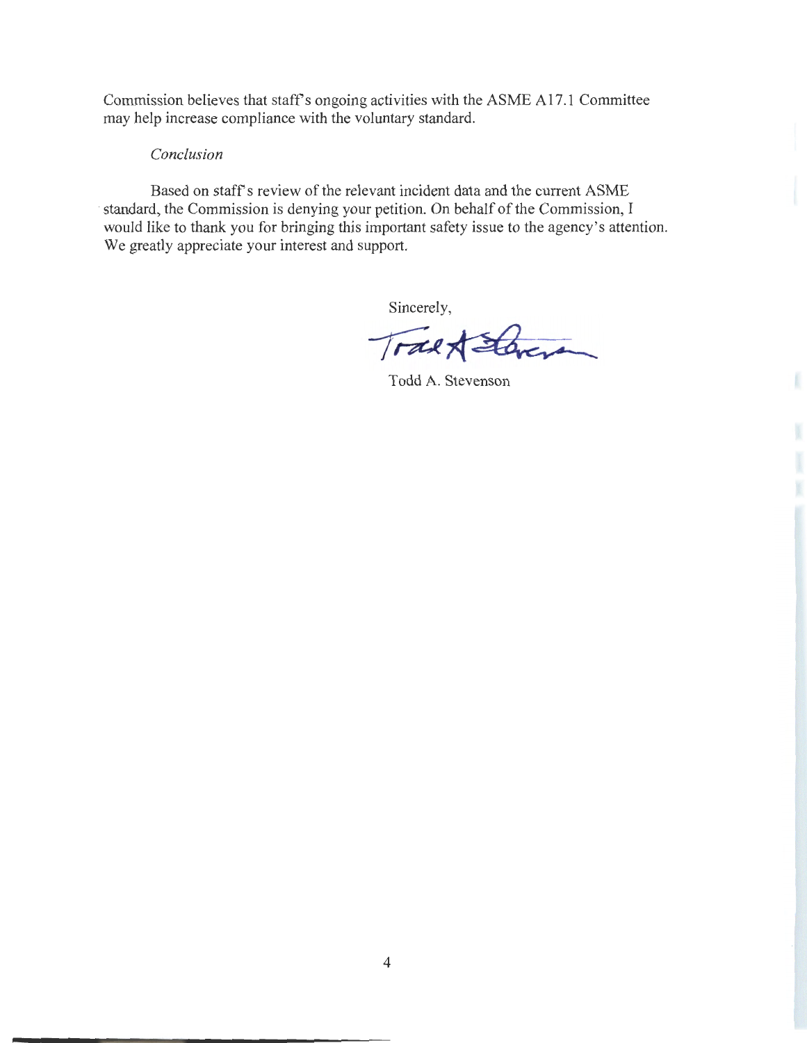Commission believes that staff's ongoing activities with the ASME A17.1 Committee may help increase compliance with the voluntary standard.

*Conclusion*

Based on staff's review of the relevant incident data and the current ASME standard, the Commission is denying your petition. On behalf of the Commission, I would like to thank you for bringing this important safety issue to the agency's attention. We greatly appreciate your interest and support.

Sincerely,

Todd A. Stevenson